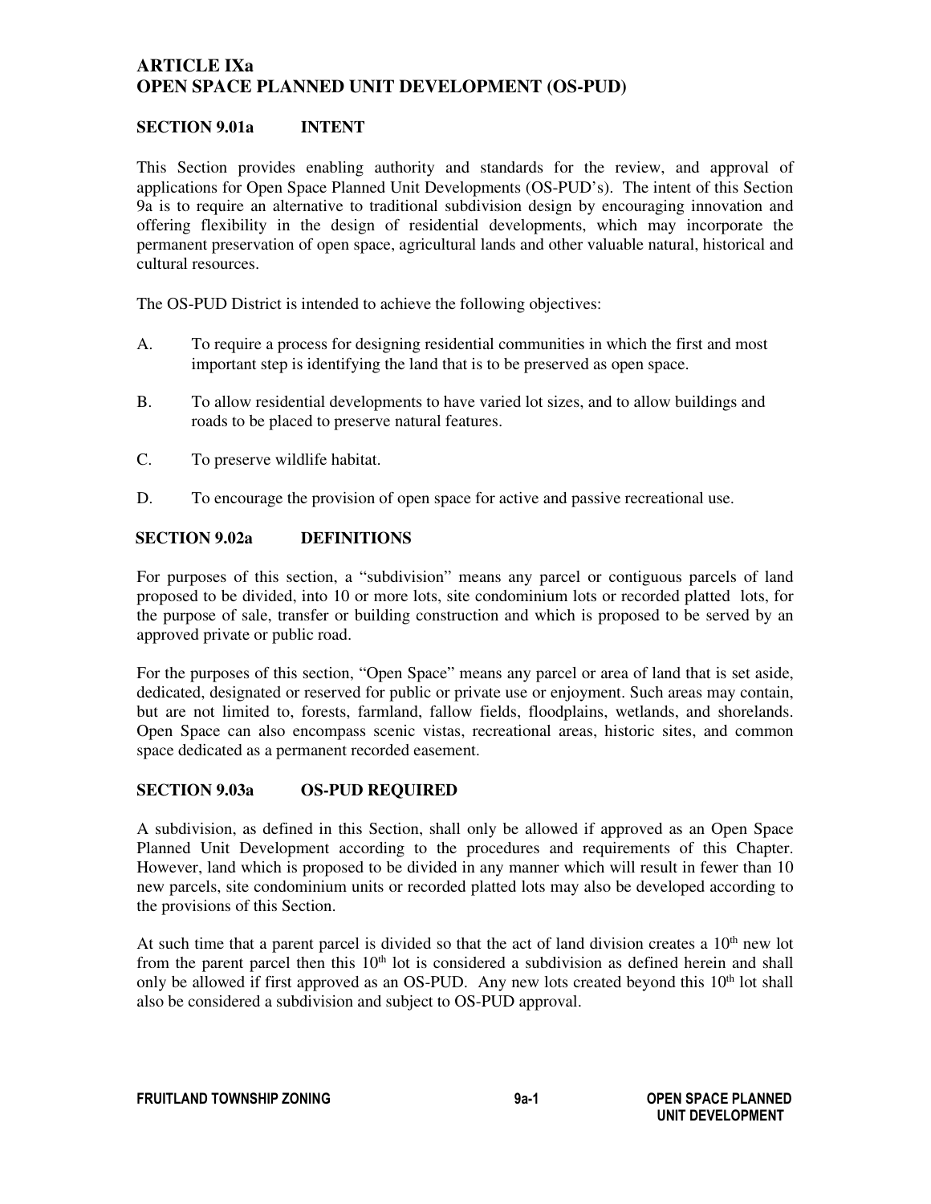# ARTICLE IXa
# OPEN SPACE PLANNED UNIT DEVELOPMENT (OS-PUD)

## SECTION 9.01a INTENT

This Section provides enabling authority and standards for the review, and approval of applications for Open Space Planned Unit Developments (OS-PUD's). The intent of this Section 9a is to require an alternative to traditional subdivision design by encouraging innovation and offering flexibility in the design of residential developments, which may incorporate the permanent preservation of open space, agricultural lands and other valuable natural, historical and cultural resources.

The OS-PUD District is intended to achieve the following objectives:

A. To require a process for designing residential communities in which the first and most important step is identifying the land that is to be preserved as open space.

B. To allow residential developments to have varied lot sizes, and to allow buildings and roads to be placed to preserve natural features.

C. To preserve wildlife habitat.

D. To encourage the provision of open space for active and passive recreational use.

## SECTION 9.02a DEFINITIONS

For purposes of this section, a "subdivision" means any parcel or contiguous parcels of land proposed to be divided, into 10 or more lots, site condominium lots or recorded platted lots, for the purpose of sale, transfer or building construction and which is proposed to be served by an approved private or public road.

For the purposes of this section, "Open Space" means any parcel or area of land that is set aside, dedicated, designated or reserved for public or private use or enjoyment. Such areas may contain, but are not limited to, forests, farmland, fallow fields, floodplains, wetlands, and shorelands. Open Space can also encompass scenic vistas, recreational areas, historic sites, and common space dedicated as a permanent recorded easement.

## SECTION 9.03a OS-PUD REQUIRED

A subdivision, as defined in this Section, shall only be allowed if approved as an Open Space Planned Unit Development according to the procedures and requirements of this Chapter. However, land which is proposed to be divided in any manner which will result in fewer than 10 new parcels, site condominium units or recorded platted lots may also be developed according to the provisions of this Section.

At such time that a parent parcel is divided so that the act of land division creates a 10th new lot from the parent parcel then this 10th lot is considered a subdivision as defined herein and shall only be allowed if first approved as an OS-PUD. Any new lots created beyond this 10th lot shall also be considered a subdivision and subject to OS-PUD approval.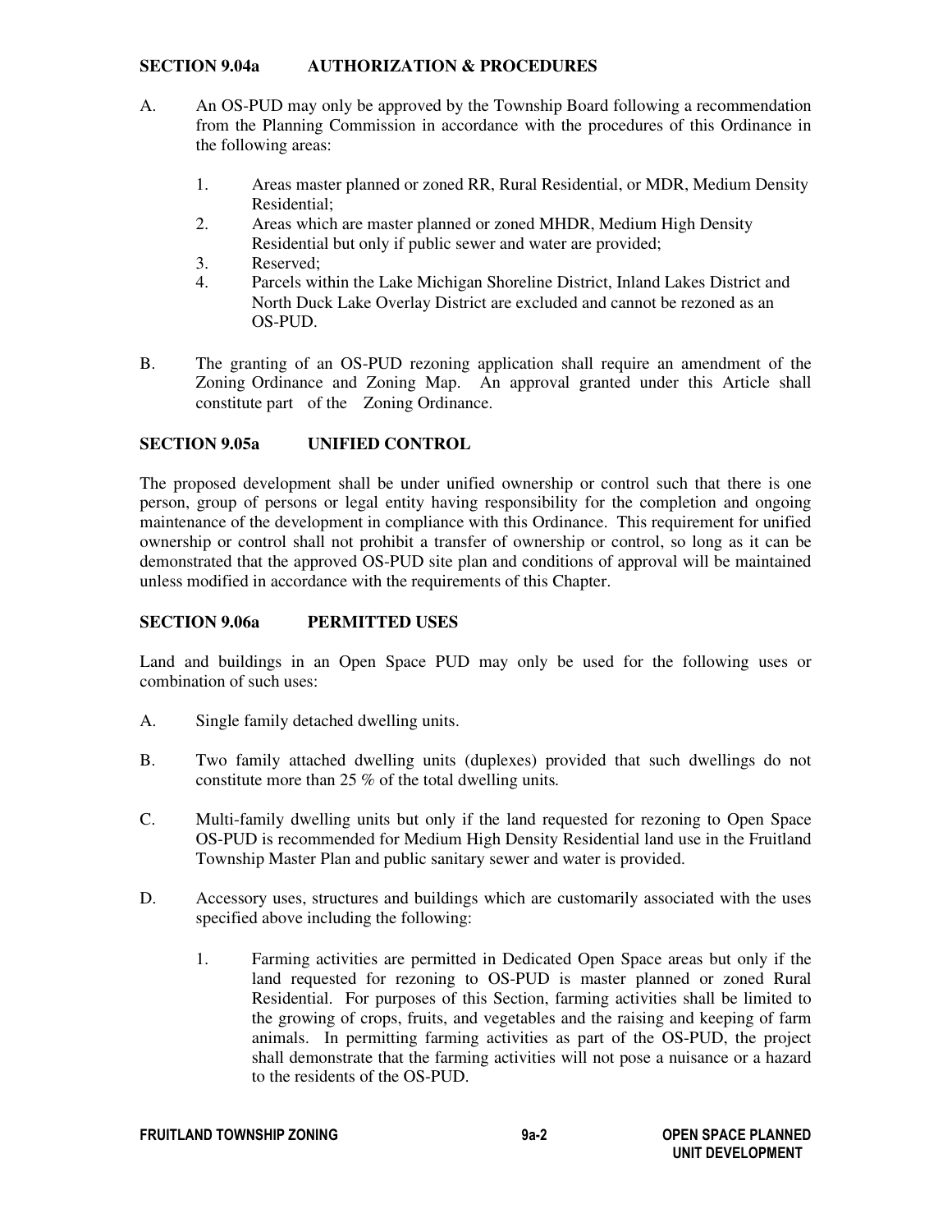## SECTION 9.04a AUTHORIZATION & PROCEDURES

A. An OS-PUD may only be approved by the Township Board following a recommendation from the Planning Commission in accordance with the procedures of this Ordinance in the following areas:

1. Areas master planned or zoned RR, Rural Residential, or MDR, Medium Density Residential;
2. Areas which are master planned or zoned MHDR, Medium High Density Residential but only if public sewer and water are provided;
3. Reserved;
4. Parcels within the Lake Michigan Shoreline District, Inland Lakes District and North Duck Lake Overlay District are excluded and cannot be rezoned as an OS-PUD.

B. The granting of an OS-PUD rezoning application shall require an amendment of the Zoning Ordinance and Zoning Map. An approval granted under this Article shall constitute part of the Zoning Ordinance.

## SECTION 9.05a UNIFIED CONTROL

The proposed development shall be under unified ownership or control such that there is one person, group of persons or legal entity having responsibility for the completion and ongoing maintenance of the development in compliance with this Ordinance. This requirement for unified ownership or control shall not prohibit a transfer of ownership or control, so long as it can be demonstrated that the approved OS-PUD site plan and conditions of approval will be maintained unless modified in accordance with the requirements of this Chapter.

## SECTION 9.06a PERMITTED USES

Land and buildings in an Open Space PUD may only be used for the following uses or combination of such uses:

A. Single family detached dwelling units.

B. Two family attached dwelling units (duplexes) provided that such dwellings do not constitute more than 25 % of the total dwelling units.

C. Multi-family dwelling units but only if the land requested for rezoning to Open Space OS-PUD is recommended for Medium High Density Residential land use in the Fruitland Township Master Plan and public sanitary sewer and water is provided.

D. Accessory uses, structures and buildings which are customarily associated with the uses specified above including the following:

1. Farming activities are permitted in Dedicated Open Space areas but only if the land requested for rezoning to OS-PUD is master planned or zoned Rural Residential. For purposes of this Section, farming activities shall be limited to the growing of crops, fruits, and vegetables and the raising and keeping of farm animals. In permitting farming activities as part of the OS-PUD, the project shall demonstrate that the farming activities will not pose a nuisance or a hazard to the residents of the OS-PUD.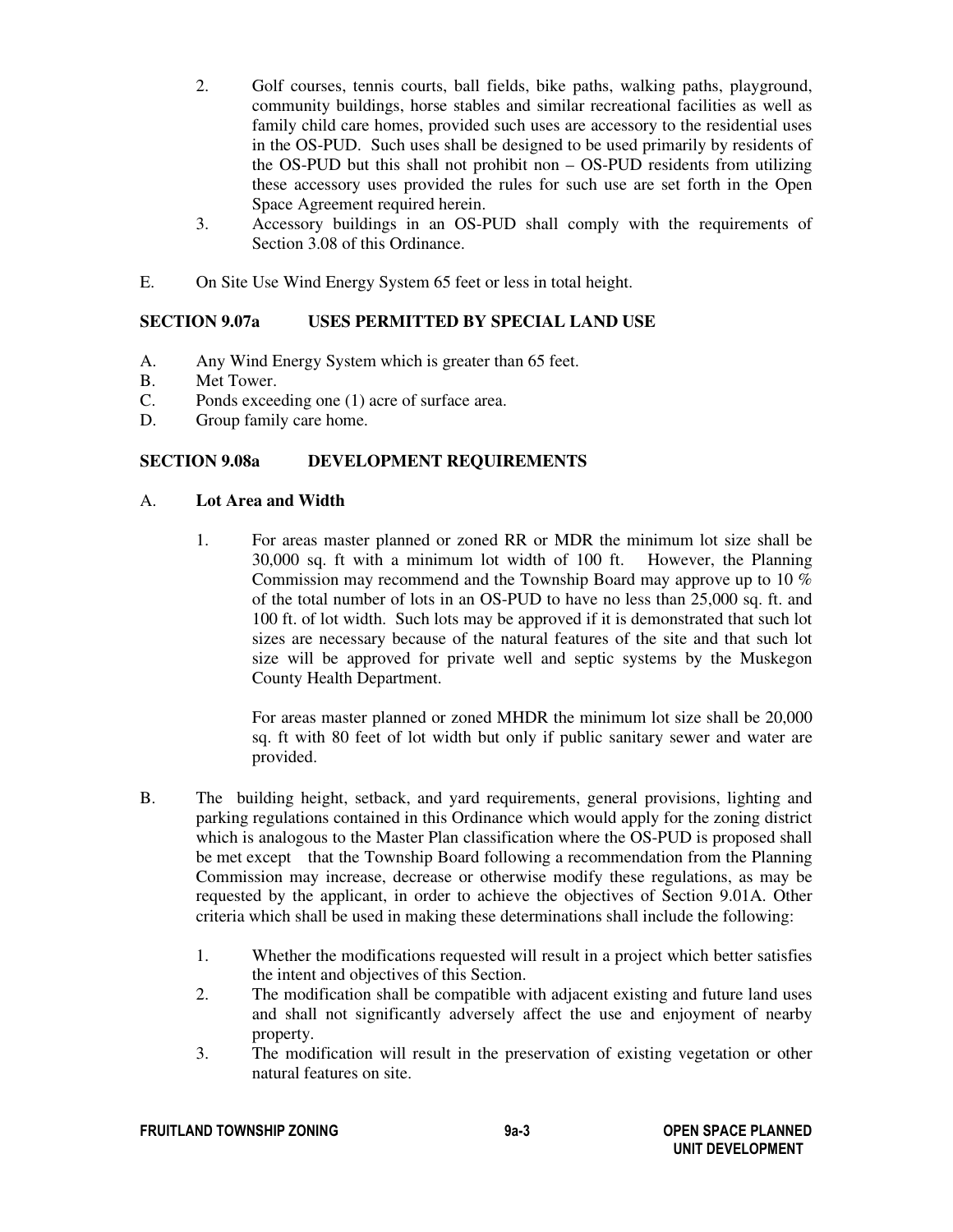2. Golf courses, tennis courts, ball fields, bike paths, walking paths, playground, community buildings, horse stables and similar recreational facilities as well as family child care homes, provided such uses are accessory to the residential uses in the OS-PUD. Such uses shall be designed to be used primarily by residents of the OS-PUD but this shall not prohibit non – OS-PUD residents from utilizing these accessory uses provided the rules for such use are set forth in the Open Space Agreement required herein.
3. Accessory buildings in an OS-PUD shall comply with the requirements of Section 3.08 of this Ordinance.

E. On Site Use Wind Energy System 65 feet or less in total height.

## SECTION 9.07a USES PERMITTED BY SPECIAL LAND USE

A. Any Wind Energy System which is greater than 65 feet.
B. Met Tower.
C. Ponds exceeding one (1) acre of surface area.
D. Group family care home.

## SECTION 9.08a DEVELOPMENT REQUIREMENTS

A. **Lot Area and Width**

1. For areas master planned or zoned RR or MDR the minimum lot size shall be 30,000 sq. ft with a minimum lot width of 100 ft. However, the Planning Commission may recommend and the Township Board may approve up to 10 % of the total number of lots in an OS-PUD to have no less than 25,000 sq. ft. and 100 ft. of lot width. Such lots may be approved if it is demonstrated that such lot sizes are necessary because of the natural features of the site and that such lot size will be approved for private well and septic systems by the Muskegon County Health Department.

   For areas master planned or zoned MHDR the minimum lot size shall be 20,000 sq. ft with 80 feet of lot width but only if public sanitary sewer and water are provided.

B. The building height, setback, and yard requirements, general provisions, lighting and parking regulations contained in this Ordinance which would apply for the zoning district which is analogous to the Master Plan classification where the OS-PUD is proposed shall be met except that the Township Board following a recommendation from the Planning Commission may increase, decrease or otherwise modify these regulations, as may be requested by the applicant, in order to achieve the objectives of Section 9.01A. Other criteria which shall be used in making these determinations shall include the following:

1. Whether the modifications requested will result in a project which better satisfies the intent and objectives of this Section.
2. The modification shall be compatible with adjacent existing and future land uses and shall not significantly adversely affect the use and enjoyment of nearby property.
3. The modification will result in the preservation of existing vegetation or other natural features on site.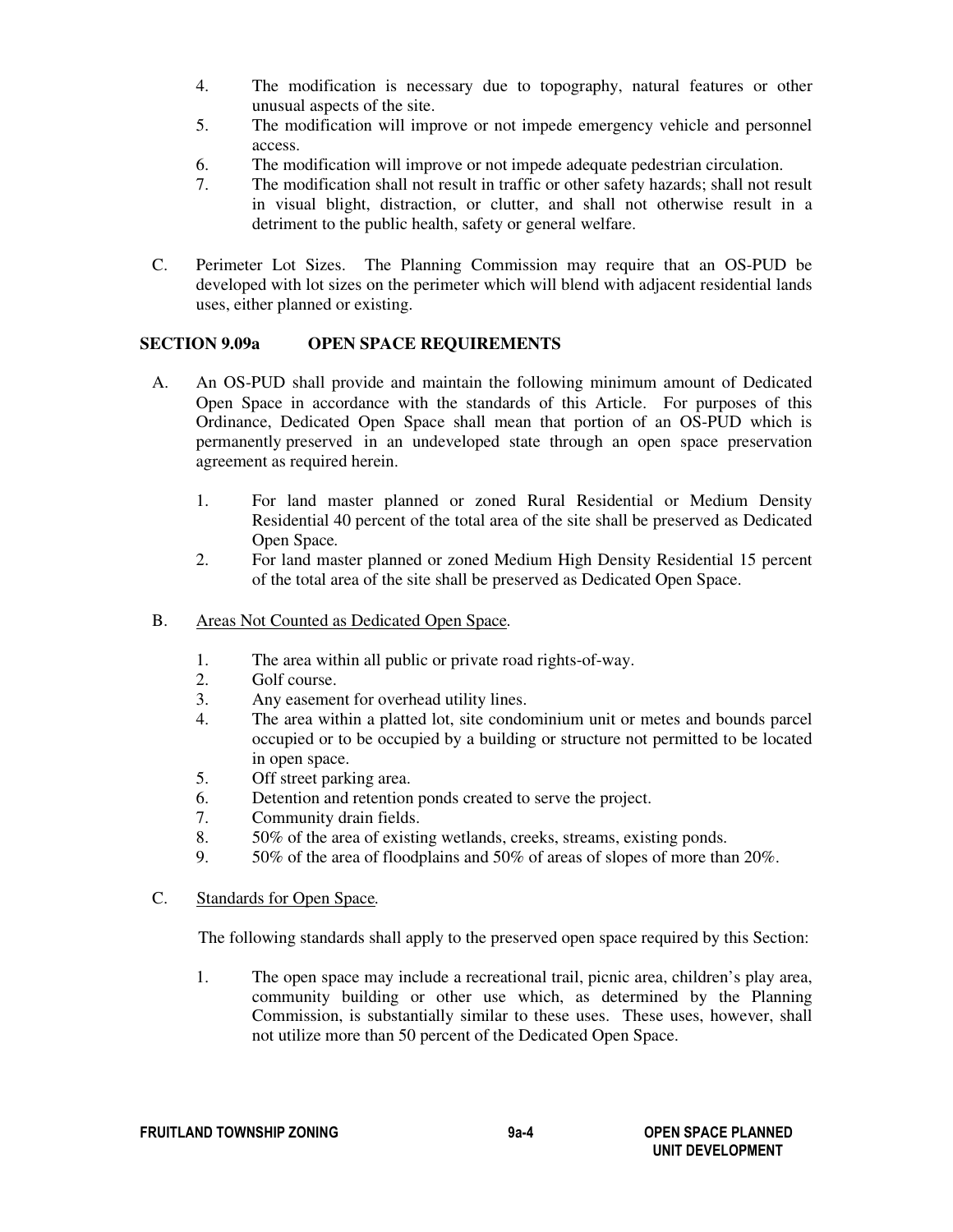4. The modification is necessary due to topography, natural features or other unusual aspects of the site.
5. The modification will improve or not impede emergency vehicle and personnel access.
6. The modification will improve or not impede adequate pedestrian circulation.
7. The modification shall not result in traffic or other safety hazards; shall not result in visual blight, distraction, or clutter, and shall not otherwise result in a detriment to the public health, safety or general welfare.

C. Perimeter Lot Sizes. The Planning Commission may require that an OS-PUD be developed with lot sizes on the perimeter which will blend with adjacent residential lands uses, either planned or existing.

## SECTION 9.09a OPEN SPACE REQUIREMENTS

A. An OS-PUD shall provide and maintain the following minimum amount of Dedicated Open Space in accordance with the standards of this Article. For purposes of this Ordinance, Dedicated Open Space shall mean that portion of an OS-PUD which is permanently preserved in an undeveloped state through an open space preservation agreement as required herein.

   1. For land master planned or zoned Rural Residential or Medium Density Residential 40 percent of the total area of the site shall be preserved as Dedicated Open Space.
   2. For land master planned or zoned Medium High Density Residential 15 percent of the total area of the site shall be preserved as Dedicated Open Space.

B. Areas Not Counted as Dedicated Open Space.

   1. The area within all public or private road rights-of-way.
   2. Golf course.
   3. Any easement for overhead utility lines.
   4. The area within a platted lot, site condominium unit or metes and bounds parcel occupied or to be occupied by a building or structure not permitted to be located in open space.
   5. Off street parking area.
   6. Detention and retention ponds created to serve the project.
   7. Community drain fields.
   8. 50% of the area of existing wetlands, creeks, streams, existing ponds.
   9. 50% of the area of floodplains and 50% of areas of slopes of more than 20%.

C. Standards for Open Space.

   The following standards shall apply to the preserved open space required by this Section:

   1. The open space may include a recreational trail, picnic area, children's play area, community building or other use which, as determined by the Planning Commission, is substantially similar to these uses. These uses, however, shall not utilize more than 50 percent of the Dedicated Open Space.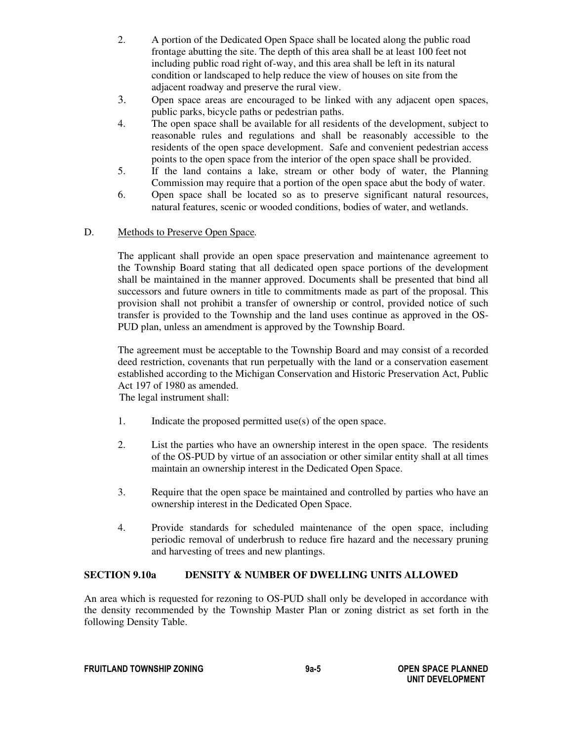2. A portion of the Dedicated Open Space shall be located along the public road frontage abutting the site. The depth of this area shall be at least 100 feet not including public road right of-way, and this area shall be left in its natural condition or landscaped to help reduce the view of houses on site from the adjacent roadway and preserve the rural view.
3. Open space areas are encouraged to be linked with any adjacent open spaces, public parks, bicycle paths or pedestrian paths.
4. The open space shall be available for all residents of the development, subject to reasonable rules and regulations and shall be reasonably accessible to the residents of the open space development. Safe and convenient pedestrian access points to the open space from the interior of the open space shall be provided.
5. If the land contains a lake, stream or other body of water, the Planning Commission may require that a portion of the open space abut the body of water.
6. Open space shall be located so as to preserve significant natural resources, natural features, scenic or wooded conditions, bodies of water, and wetlands.

D. Methods to Preserve Open Space.

The applicant shall provide an open space preservation and maintenance agreement to the Township Board stating that all dedicated open space portions of the development shall be maintained in the manner approved. Documents shall be presented that bind all successors and future owners in title to commitments made as part of the proposal. This provision shall not prohibit a transfer of ownership or control, provided notice of such transfer is provided to the Township and the land uses continue as approved in the OS-PUD plan, unless an amendment is approved by the Township Board.

The agreement must be acceptable to the Township Board and may consist of a recorded deed restriction, covenants that run perpetually with the land or a conservation easement established according to the Michigan Conservation and Historic Preservation Act, Public Act 197 of 1980 as amended.

The legal instrument shall:

1. Indicate the proposed permitted use(s) of the open space.

2. List the parties who have an ownership interest in the open space. The residents of the OS-PUD by virtue of an association or other similar entity shall at all times maintain an ownership interest in the Dedicated Open Space.

3. Require that the open space be maintained and controlled by parties who have an ownership interest in the Dedicated Open Space.

4. Provide standards for scheduled maintenance of the open space, including periodic removal of underbrush to reduce fire hazard and the necessary pruning and harvesting of trees and new plantings.

## SECTION 9.10a DENSITY & NUMBER OF DWELLING UNITS ALLOWED

An area which is requested for rezoning to OS-PUD shall only be developed in accordance with the density recommended by the Township Master Plan or zoning district as set forth in the following Density Table.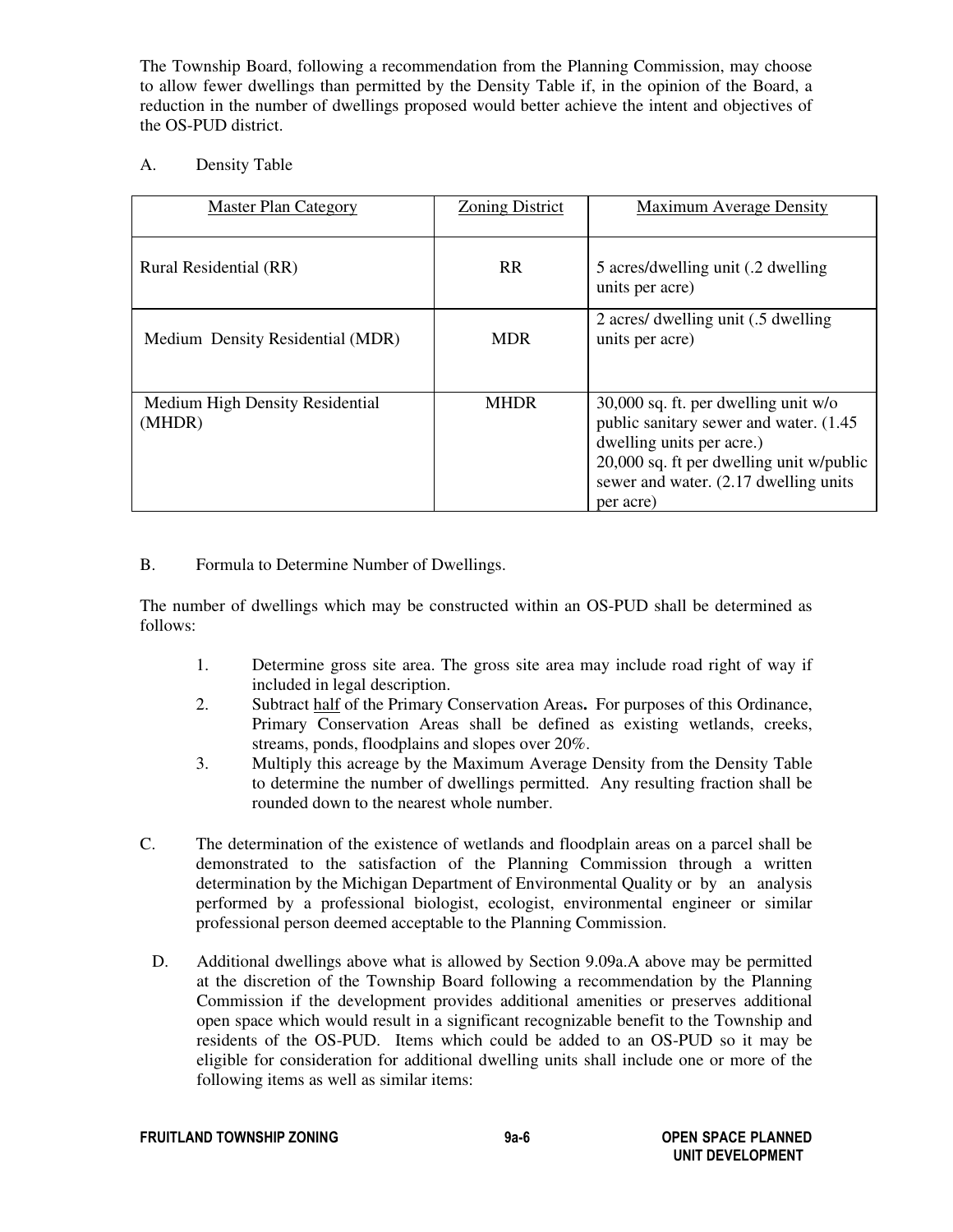The Township Board, following a recommendation from the Planning Commission, may choose to allow fewer dwellings than permitted by the Density Table if, in the opinion of the Board, a reduction in the number of dwellings proposed would better achieve the intent and objectives of the OS-PUD district.

A. Density Table

| Master Plan Category | Zoning District | Maximum Average Density |
|---|---|---|
| Rural Residential (RR) | RR | 5 acres/dwelling unit (.2 dwelling units per acre) |
| Medium Density Residential (MDR) | MDR | 2 acres/ dwelling unit (.5 dwelling units per acre) |
| Medium High Density Residential (MHDR) | MHDR | 30,000 sq. ft. per dwelling unit w/o public sanitary sewer and water. (1.45 dwelling units per acre.)<br>20,000 sq. ft per dwelling unit w/public sewer and water. (2.17 dwelling units per acre) |

B. Formula to Determine Number of Dwellings.

The number of dwellings which may be constructed within an OS-PUD shall be determined as follows:

1. Determine gross site area. The gross site area may include road right of way if included in legal description.
2. Subtract half of the Primary Conservation Areas**.** For purposes of this Ordinance, Primary Conservation Areas shall be defined as existing wetlands, creeks, streams, ponds, floodplains and slopes over 20%.
3. Multiply this acreage by the Maximum Average Density from the Density Table to determine the number of dwellings permitted. Any resulting fraction shall be rounded down to the nearest whole number.

C. The determination of the existence of wetlands and floodplain areas on a parcel shall be demonstrated to the satisfaction of the Planning Commission through a written determination by the Michigan Department of Environmental Quality or by an analysis performed by a professional biologist, ecologist, environmental engineer or similar professional person deemed acceptable to the Planning Commission.

D. Additional dwellings above what is allowed by Section 9.09a.A above may be permitted at the discretion of the Township Board following a recommendation by the Planning Commission if the development provides additional amenities or preserves additional open space which would result in a significant recognizable benefit to the Township and residents of the OS-PUD. Items which could be added to an OS-PUD so it may be eligible for consideration for additional dwelling units shall include one or more of the following items as well as similar items: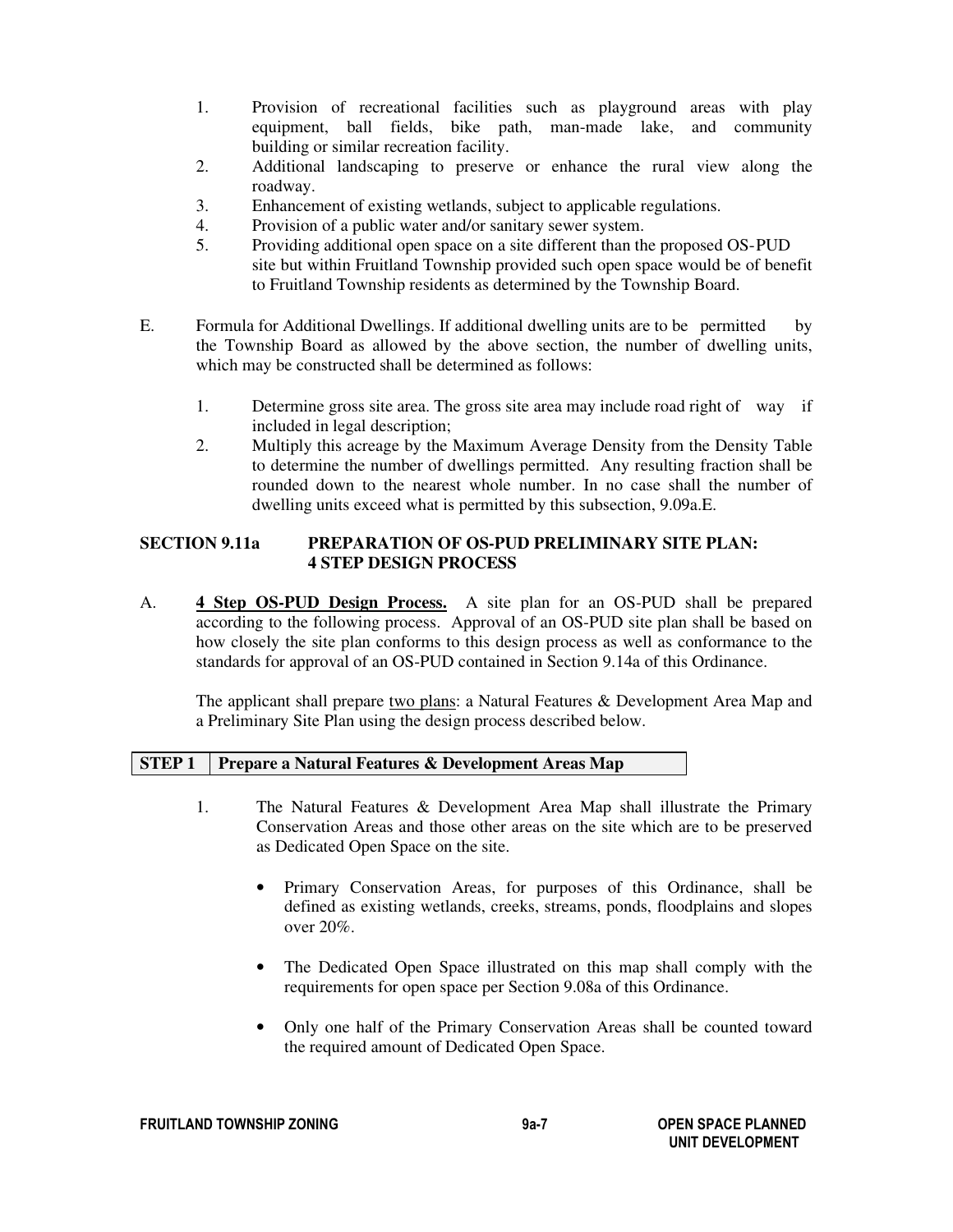1. Provision of recreational facilities such as playground areas with play equipment, ball fields, bike path, man-made lake, and community building or similar recreation facility.
2. Additional landscaping to preserve or enhance the rural view along the roadway.
3. Enhancement of existing wetlands, subject to applicable regulations.
4. Provision of a public water and/or sanitary sewer system.
5. Providing additional open space on a site different than the proposed OS-PUD site but within Fruitland Township provided such open space would be of benefit to Fruitland Township residents as determined by the Township Board.

E. Formula for Additional Dwellings. If additional dwelling units are to be permitted by the Township Board as allowed by the above section, the number of dwelling units, which may be constructed shall be determined as follows:

1. Determine gross site area. The gross site area may include road right of way if included in legal description;
2. Multiply this acreage by the Maximum Average Density from the Density Table to determine the number of dwellings permitted. Any resulting fraction shall be rounded down to the nearest whole number. In no case shall the number of dwelling units exceed what is permitted by this subsection, 9.09a.E.

## SECTION 9.11a PREPARATION OF OS-PUD PRELIMINARY SITE PLAN: 4 STEP DESIGN PROCESS

A. **4 Step OS-PUD Design Process.** A site plan for an OS-PUD shall be prepared according to the following process. Approval of an OS-PUD site plan shall be based on how closely the site plan conforms to this design process as well as conformance to the standards for approval of an OS-PUD contained in Section 9.14a of this Ordinance.

The applicant shall prepare two plans: a Natural Features & Development Area Map and a Preliminary Site Plan using the design process described below.

| STEP 1 | Prepare a Natural Features & Development Areas Map |
|---|---|

1. The Natural Features & Development Area Map shall illustrate the Primary Conservation Areas and those other areas on the site which are to be preserved as Dedicated Open Space on the site.

   - Primary Conservation Areas, for purposes of this Ordinance, shall be defined as existing wetlands, creeks, streams, ponds, floodplains and slopes over 20%.

   - The Dedicated Open Space illustrated on this map shall comply with the requirements for open space per Section 9.08a of this Ordinance.

   - Only one half of the Primary Conservation Areas shall be counted toward the required amount of Dedicated Open Space.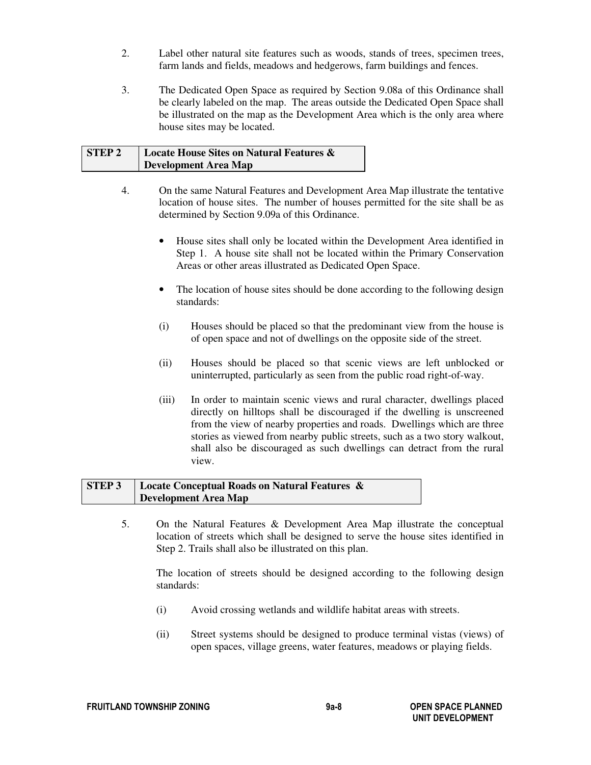2. Label other natural site features such as woods, stands of trees, specimen trees, farm lands and fields, meadows and hedgerows, farm buildings and fences.

3. The Dedicated Open Space as required by Section 9.08a of this Ordinance shall be clearly labeled on the map. The areas outside the Dedicated Open Space shall be illustrated on the map as the Development Area which is the only area where house sites may be located.

| STEP 2 | Locate House Sites on Natural Features & Development Area Map |
|---|---|

4. On the same Natural Features and Development Area Map illustrate the tentative location of house sites. The number of houses permitted for the site shall be as determined by Section 9.09a of this Ordinance.

   - House sites shall only be located within the Development Area identified in Step 1. A house site shall not be located within the Primary Conservation Areas or other areas illustrated as Dedicated Open Space.
   - The location of house sites should be done according to the following design standards:

   (i) Houses should be placed so that the predominant view from the house is of open space and not of dwellings on the opposite side of the street.

   (ii) Houses should be placed so that scenic views are left unblocked or uninterrupted, particularly as seen from the public road right-of-way.

   (iii) In order to maintain scenic views and rural character, dwellings placed directly on hilltops shall be discouraged if the dwelling is unscreened from the view of nearby properties and roads. Dwellings which are three stories as viewed from nearby public streets, such as a two story walkout, shall also be discouraged as such dwellings can detract from the rural view.

| STEP 3 | Locate Conceptual Roads on Natural Features & Development Area Map |
|---|---|

5. On the Natural Features & Development Area Map illustrate the conceptual location of streets which shall be designed to serve the house sites identified in Step 2. Trails shall also be illustrated on this plan.

   The location of streets should be designed according to the following design standards:

   (i) Avoid crossing wetlands and wildlife habitat areas with streets.

   (ii) Street systems should be designed to produce terminal vistas (views) of open spaces, village greens, water features, meadows or playing fields.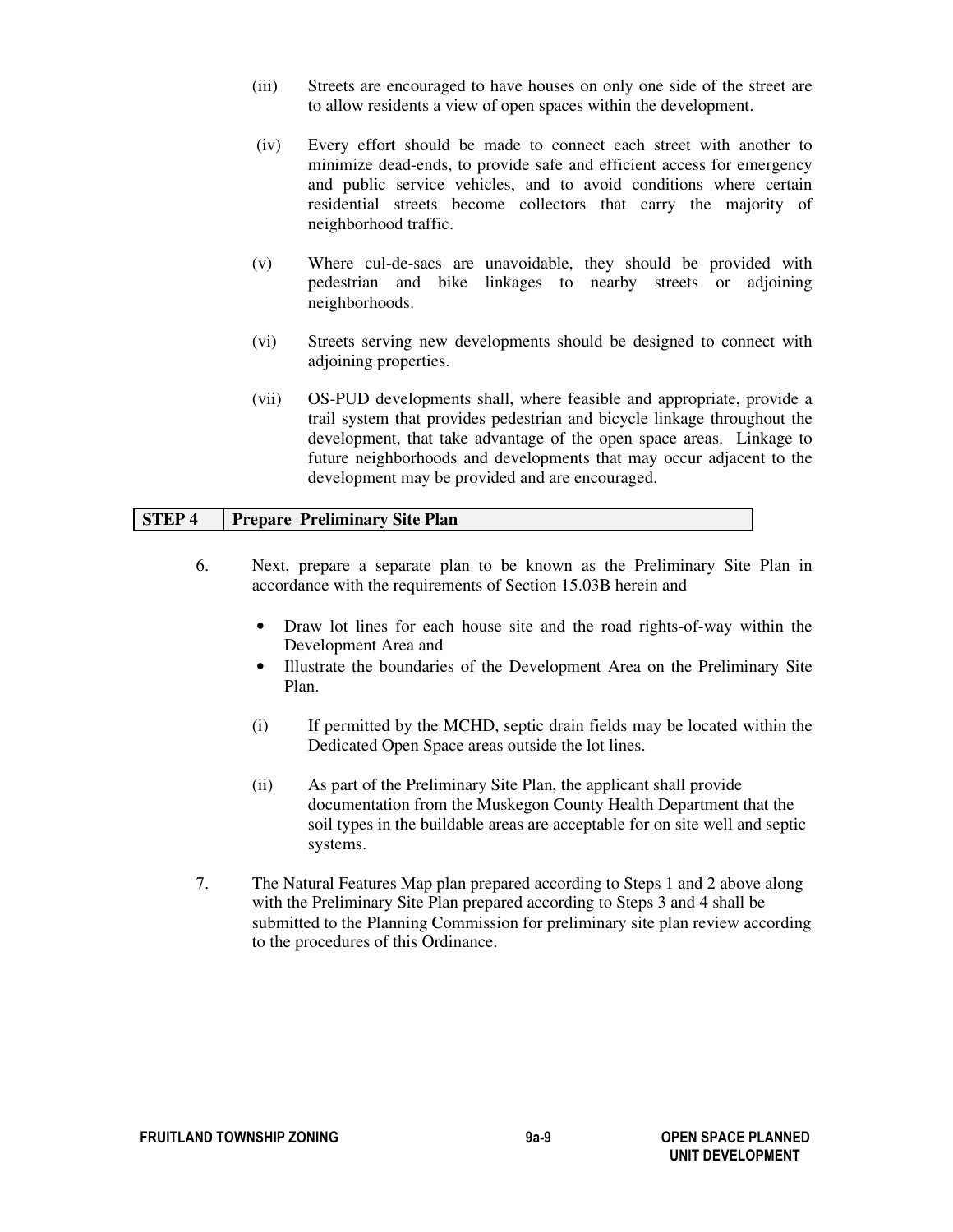(iii) Streets are encouraged to have houses on only one side of the street are to allow residents a view of open spaces within the development.

(iv) Every effort should be made to connect each street with another to minimize dead-ends, to provide safe and efficient access for emergency and public service vehicles, and to avoid conditions where certain residential streets become collectors that carry the majority of neighborhood traffic.

(v) Where cul-de-sacs are unavoidable, they should be provided with pedestrian and bike linkages to nearby streets or adjoining neighborhoods.

(vi) Streets serving new developments should be designed to connect with adjoining properties.

(vii) OS-PUD developments shall, where feasible and appropriate, provide a trail system that provides pedestrian and bicycle linkage throughout the development, that take advantage of the open space areas. Linkage to future neighborhoods and developments that may occur adjacent to the development may be provided and are encouraged.

| **STEP 4** | **Prepare Preliminary Site Plan** |
|---|---|

6. Next, prepare a separate plan to be known as the Preliminary Site Plan in accordance with the requirements of Section 15.03B herein and

   - Draw lot lines for each house site and the road rights-of-way within the Development Area and
   - Illustrate the boundaries of the Development Area on the Preliminary Site Plan.

   (i) If permitted by the MCHD, septic drain fields may be located within the Dedicated Open Space areas outside the lot lines.

   (ii) As part of the Preliminary Site Plan, the applicant shall provide documentation from the Muskegon County Health Department that the soil types in the buildable areas are acceptable for on site well and septic systems.

7. The Natural Features Map plan prepared according to Steps 1 and 2 above along with the Preliminary Site Plan prepared according to Steps 3 and 4 shall be submitted to the Planning Commission for preliminary site plan review according to the procedures of this Ordinance.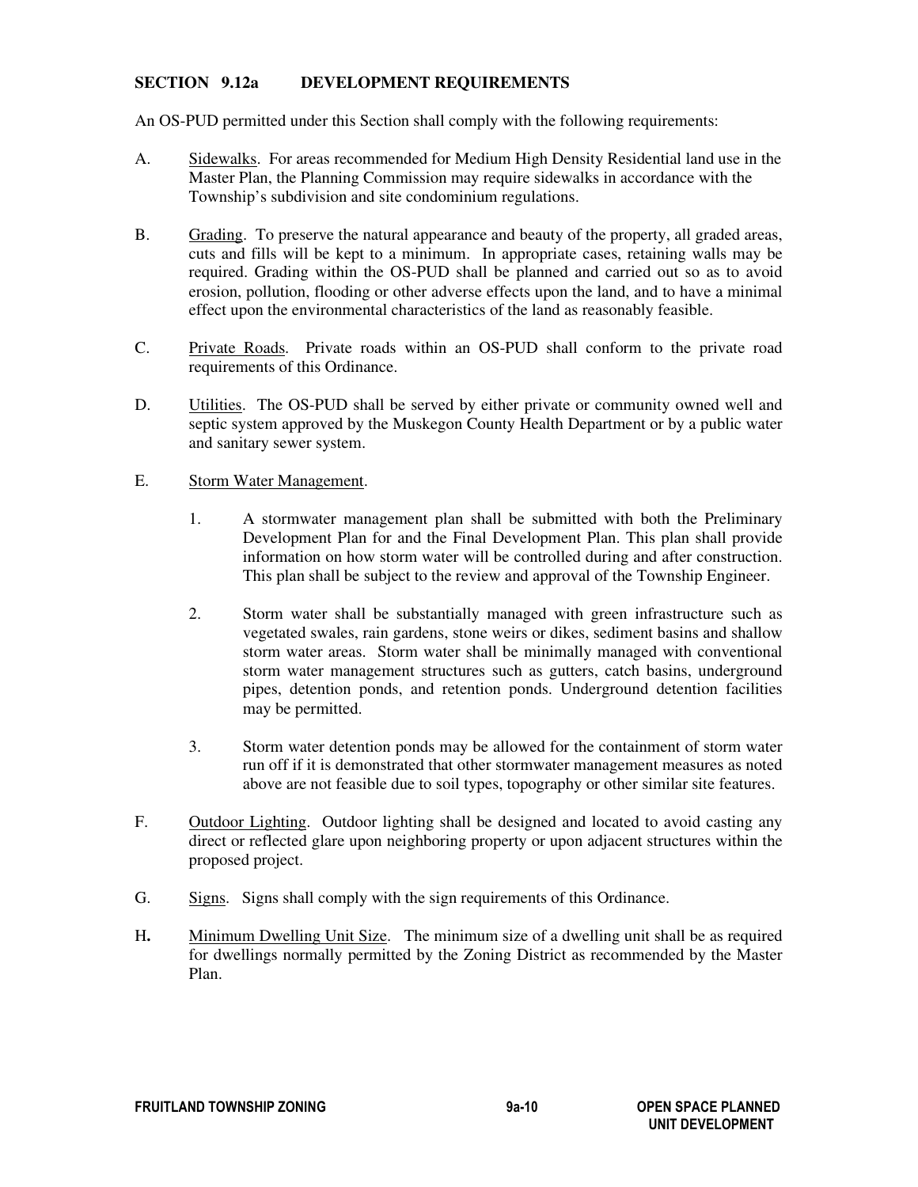## SECTION 9.12a DEVELOPMENT REQUIREMENTS

An OS-PUD permitted under this Section shall comply with the following requirements:

A. Sidewalks. For areas recommended for Medium High Density Residential land use in the Master Plan, the Planning Commission may require sidewalks in accordance with the Township's subdivision and site condominium regulations.

B. Grading. To preserve the natural appearance and beauty of the property, all graded areas, cuts and fills will be kept to a minimum. In appropriate cases, retaining walls may be required. Grading within the OS-PUD shall be planned and carried out so as to avoid erosion, pollution, flooding or other adverse effects upon the land, and to have a minimal effect upon the environmental characteristics of the land as reasonably feasible.

C. Private Roads. Private roads within an OS-PUD shall conform to the private road requirements of this Ordinance.

D. Utilities. The OS-PUD shall be served by either private or community owned well and septic system approved by the Muskegon County Health Department or by a public water and sanitary sewer system.

E. Storm Water Management.

   1. A stormwater management plan shall be submitted with both the Preliminary Development Plan for and the Final Development Plan. This plan shall provide information on how storm water will be controlled during and after construction. This plan shall be subject to the review and approval of the Township Engineer.

   2. Storm water shall be substantially managed with green infrastructure such as vegetated swales, rain gardens, stone weirs or dikes, sediment basins and shallow storm water areas. Storm water shall be minimally managed with conventional storm water management structures such as gutters, catch basins, underground pipes, detention ponds, and retention ponds. Underground detention facilities may be permitted.

   3. Storm water detention ponds may be allowed for the containment of storm water run off if it is demonstrated that other stormwater management measures as noted above are not feasible due to soil types, topography or other similar site features.

F. Outdoor Lighting. Outdoor lighting shall be designed and located to avoid casting any direct or reflected glare upon neighboring property or upon adjacent structures within the proposed project.

G. Signs. Signs shall comply with the sign requirements of this Ordinance.

H. Minimum Dwelling Unit Size. The minimum size of a dwelling unit shall be as required for dwellings normally permitted by the Zoning District as recommended by the Master Plan.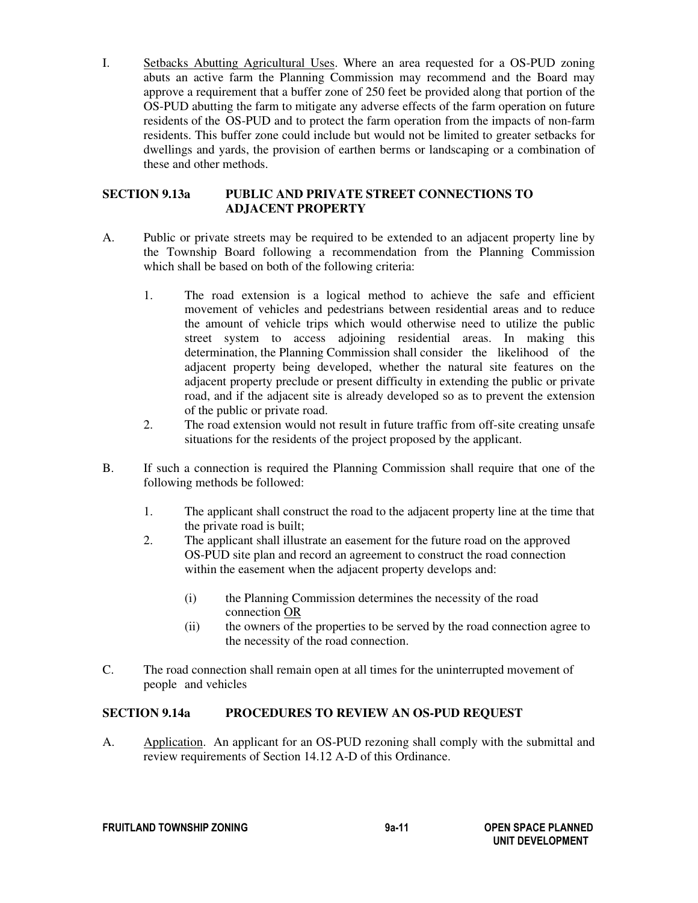I. <u>Setbacks Abutting Agricultural Uses</u>. Where an area requested for a OS-PUD zoning abuts an active farm the Planning Commission may recommend and the Board may approve a requirement that a buffer zone of 250 feet be provided along that portion of the OS-PUD abutting the farm to mitigate any adverse effects of the farm operation on future residents of the OS-PUD and to protect the farm operation from the impacts of non-farm residents. This buffer zone could include but would not be limited to greater setbacks for dwellings and yards, the provision of earthen berms or landscaping or a combination of these and other methods.

## SECTION 9.13a PUBLIC AND PRIVATE STREET CONNECTIONS TO ADJACENT PROPERTY

A. Public or private streets may be required to be extended to an adjacent property line by the Township Board following a recommendation from the Planning Commission which shall be based on both of the following criteria:

1. The road extension is a logical method to achieve the safe and efficient movement of vehicles and pedestrians between residential areas and to reduce the amount of vehicle trips which would otherwise need to utilize the public street system to access adjoining residential areas. In making this determination, the Planning Commission shall consider the likelihood of the adjacent property being developed, whether the natural site features on the adjacent property preclude or present difficulty in extending the public or private road, and if the adjacent site is already developed so as to prevent the extension of the public or private road.
2. The road extension would not result in future traffic from off-site creating unsafe situations for the residents of the project proposed by the applicant.

B. If such a connection is required the Planning Commission shall require that one of the following methods be followed:

1. The applicant shall construct the road to the adjacent property line at the time that the private road is built;
2. The applicant shall illustrate an easement for the future road on the approved OS-PUD site plan and record an agreement to construct the road connection within the easement when the adjacent property develops and:

   (i) the Planning Commission determines the necessity of the road connection <u>OR</u>

   (ii) the owners of the properties to be served by the road connection agree to the necessity of the road connection.

C. The road connection shall remain open at all times for the uninterrupted movement of people and vehicles

## SECTION 9.14a PROCEDURES TO REVIEW AN OS-PUD REQUEST

A. <u>Application</u>. An applicant for an OS-PUD rezoning shall comply with the submittal and review requirements of Section 14.12 A-D of this Ordinance.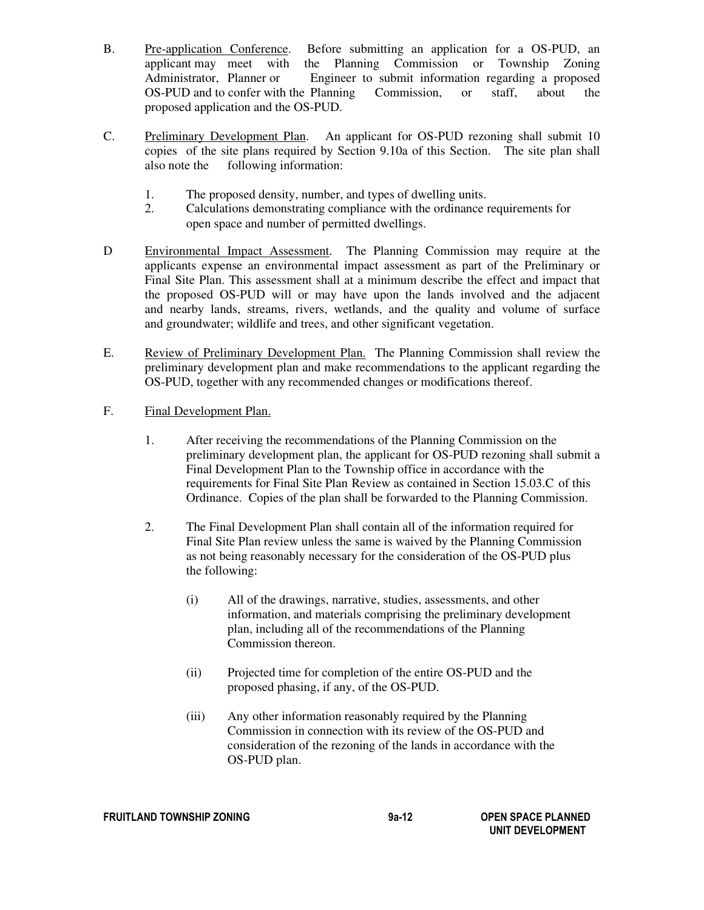B. <u>Pre-application Conference</u>. Before submitting an application for a OS-PUD, an applicant may meet with the Planning Commission or Township Zoning Administrator, Planner or Engineer to submit information regarding a proposed OS-PUD and to confer with the Planning Commission, or staff, about the proposed application and the OS-PUD.

C. <u>Preliminary Development Plan</u>. An applicant for OS-PUD rezoning shall submit 10 copies of the site plans required by Section 9.10a of this Section. The site plan shall also note the following information:

1. The proposed density, number, and types of dwelling units.
2. Calculations demonstrating compliance with the ordinance requirements for open space and number of permitted dwellings.

D <u>Environmental Impact Assessment</u>. The Planning Commission may require at the applicants expense an environmental impact assessment as part of the Preliminary or Final Site Plan. This assessment shall at a minimum describe the effect and impact that the proposed OS-PUD will or may have upon the lands involved and the adjacent and nearby lands, streams, rivers, wetlands, and the quality and volume of surface and groundwater; wildlife and trees, and other significant vegetation.

E. <u>Review of Preliminary Development Plan.</u> The Planning Commission shall review the preliminary development plan and make recommendations to the applicant regarding the OS-PUD, together with any recommended changes or modifications thereof.

F. <u>Final Development Plan.</u>

1. After receiving the recommendations of the Planning Commission on the preliminary development plan, the applicant for OS-PUD rezoning shall submit a Final Development Plan to the Township office in accordance with the requirements for Final Site Plan Review as contained in Section 15.03.C of this Ordinance. Copies of the plan shall be forwarded to the Planning Commission.

2. The Final Development Plan shall contain all of the information required for Final Site Plan review unless the same is waived by the Planning Commission as not being reasonably necessary for the consideration of the OS-PUD plus the following:

   (i) All of the drawings, narrative, studies, assessments, and other information, and materials comprising the preliminary development plan, including all of the recommendations of the Planning Commission thereon.

   (ii) Projected time for completion of the entire OS-PUD and the proposed phasing, if any, of the OS-PUD.

   (iii) Any other information reasonably required by the Planning Commission in connection with its review of the OS-PUD and consideration of the rezoning of the lands in accordance with the OS-PUD plan.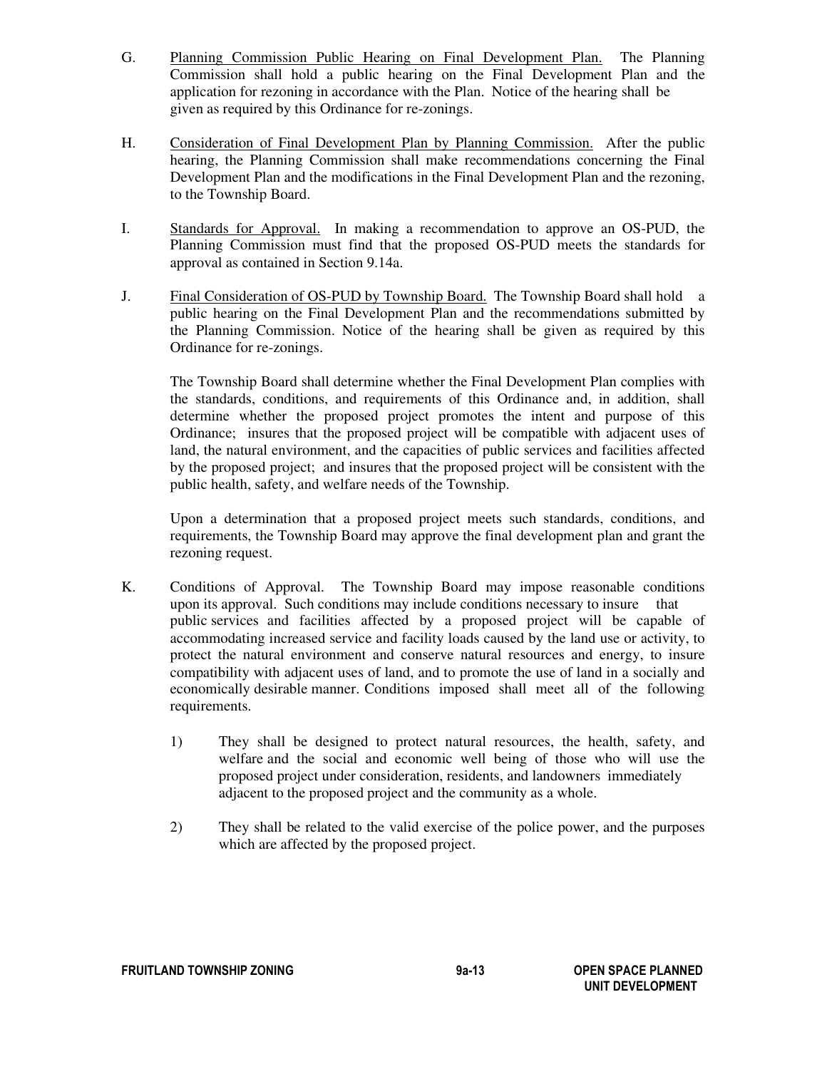G. <u>Planning Commission Public Hearing on Final Development Plan.</u> The Planning Commission shall hold a public hearing on the Final Development Plan and the application for rezoning in accordance with the Plan. Notice of the hearing shall be given as required by this Ordinance for re-zonings.

H. <u>Consideration of Final Development Plan by Planning Commission.</u> After the public hearing, the Planning Commission shall make recommendations concerning the Final Development Plan and the modifications in the Final Development Plan and the rezoning, to the Township Board.

I. <u>Standards for Approval.</u> In making a recommendation to approve an OS-PUD, the Planning Commission must find that the proposed OS-PUD meets the standards for approval as contained in Section 9.14a.

J. <u>Final Consideration of OS-PUD by Township Board.</u> The Township Board shall hold a public hearing on the Final Development Plan and the recommendations submitted by the Planning Commission. Notice of the hearing shall be given as required by this Ordinance for re-zonings.

   The Township Board shall determine whether the Final Development Plan complies with the standards, conditions, and requirements of this Ordinance and, in addition, shall determine whether the proposed project promotes the intent and purpose of this Ordinance; insures that the proposed project will be compatible with adjacent uses of land, the natural environment, and the capacities of public services and facilities affected by the proposed project; and insures that the proposed project will be consistent with the public health, safety, and welfare needs of the Township.

   Upon a determination that a proposed project meets such standards, conditions, and requirements, the Township Board may approve the final development plan and grant the rezoning request.

K. Conditions of Approval. The Township Board may impose reasonable conditions upon its approval. Such conditions may include conditions necessary to insure that public services and facilities affected by a proposed project will be capable of accommodating increased service and facility loads caused by the land use or activity, to protect the natural environment and conserve natural resources and energy, to insure compatibility with adjacent uses of land, and to promote the use of land in a socially and economically desirable manner. Conditions imposed shall meet all of the following requirements.

   1) They shall be designed to protect natural resources, the health, safety, and welfare and the social and economic well being of those who will use the proposed project under consideration, residents, and landowners immediately adjacent to the proposed project and the community as a whole.

   2) They shall be related to the valid exercise of the police power, and the purposes which are affected by the proposed project.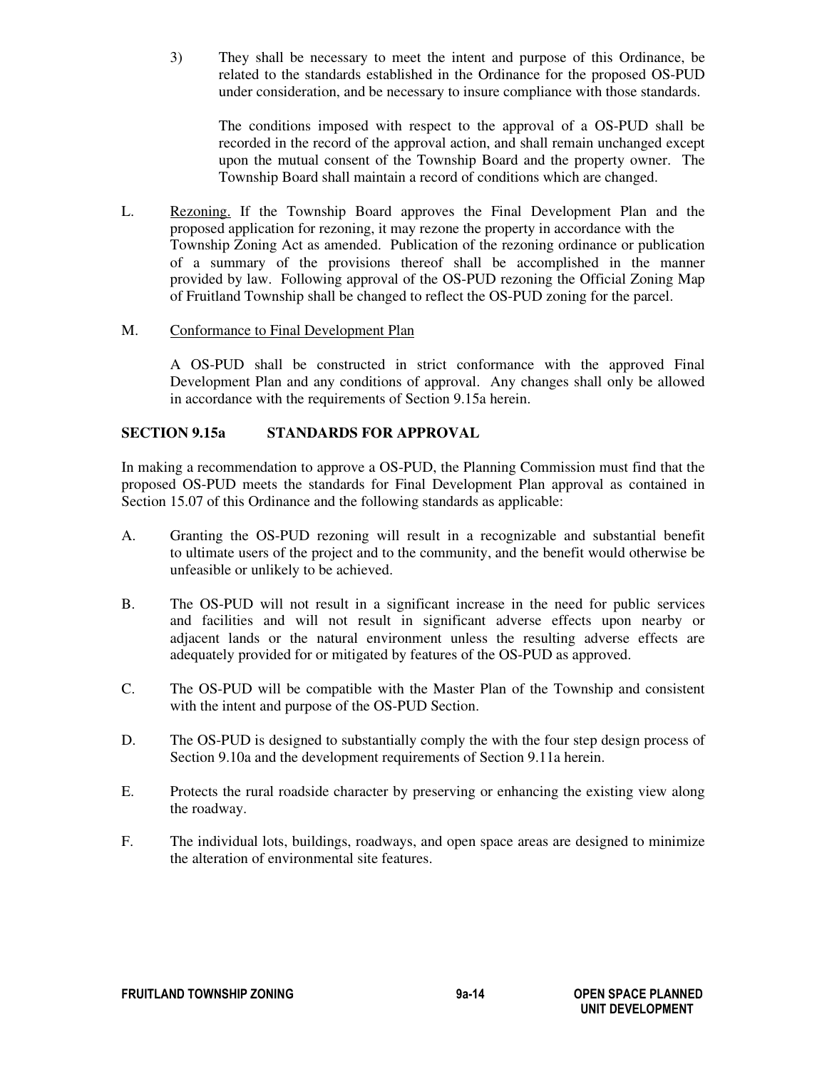3) They shall be necessary to meet the intent and purpose of this Ordinance, be related to the standards established in the Ordinance for the proposed OS-PUD under consideration, and be necessary to insure compliance with those standards.

   The conditions imposed with respect to the approval of a OS-PUD shall be recorded in the record of the approval action, and shall remain unchanged except upon the mutual consent of the Township Board and the property owner. The Township Board shall maintain a record of conditions which are changed.

L. Rezoning. If the Township Board approves the Final Development Plan and the proposed application for rezoning, it may rezone the property in accordance with the Township Zoning Act as amended. Publication of the rezoning ordinance or publication of a summary of the provisions thereof shall be accomplished in the manner provided by law. Following approval of the OS-PUD rezoning the Official Zoning Map of Fruitland Township shall be changed to reflect the OS-PUD zoning for the parcel.

M. Conformance to Final Development Plan

   A OS-PUD shall be constructed in strict conformance with the approved Final Development Plan and any conditions of approval. Any changes shall only be allowed in accordance with the requirements of Section 9.15a herein.

## SECTION 9.15a STANDARDS FOR APPROVAL

In making a recommendation to approve a OS-PUD, the Planning Commission must find that the proposed OS-PUD meets the standards for Final Development Plan approval as contained in Section 15.07 of this Ordinance and the following standards as applicable:

A. Granting the OS-PUD rezoning will result in a recognizable and substantial benefit to ultimate users of the project and to the community, and the benefit would otherwise be unfeasible or unlikely to be achieved.

B. The OS-PUD will not result in a significant increase in the need for public services and facilities and will not result in significant adverse effects upon nearby or adjacent lands or the natural environment unless the resulting adverse effects are adequately provided for or mitigated by features of the OS-PUD as approved.

C. The OS-PUD will be compatible with the Master Plan of the Township and consistent with the intent and purpose of the OS-PUD Section.

D. The OS-PUD is designed to substantially comply the with the four step design process of Section 9.10a and the development requirements of Section 9.11a herein.

E. Protects the rural roadside character by preserving or enhancing the existing view along the roadway.

F. The individual lots, buildings, roadways, and open space areas are designed to minimize the alteration of environmental site features.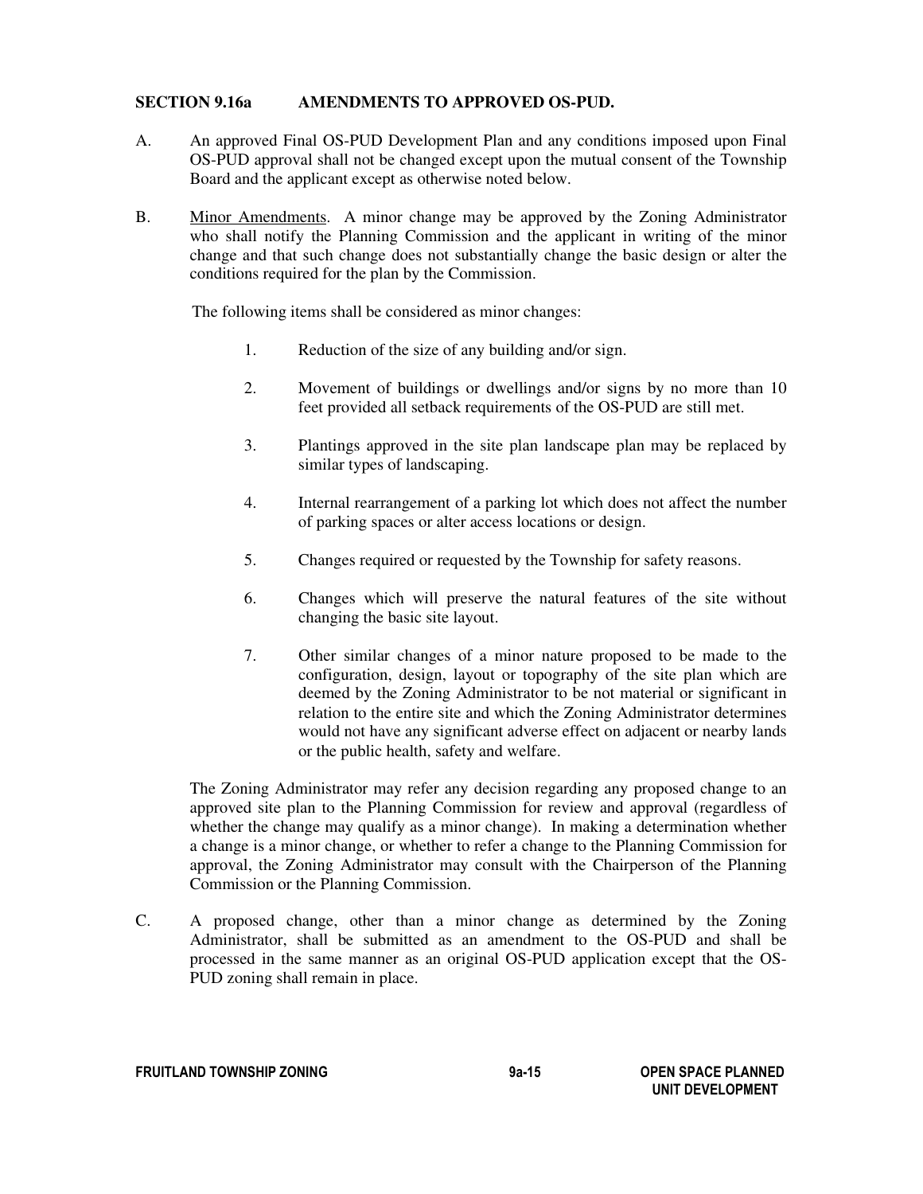## SECTION 9.16a AMENDMENTS TO APPROVED OS-PUD.

A. An approved Final OS-PUD Development Plan and any conditions imposed upon Final OS-PUD approval shall not be changed except upon the mutual consent of the Township Board and the applicant except as otherwise noted below.

B. Minor Amendments. A minor change may be approved by the Zoning Administrator who shall notify the Planning Commission and the applicant in writing of the minor change and that such change does not substantially change the basic design or alter the conditions required for the plan by the Commission.

The following items shall be considered as minor changes:

1. Reduction of the size of any building and/or sign.
2. Movement of buildings or dwellings and/or signs by no more than 10 feet provided all setback requirements of the OS-PUD are still met.
3. Plantings approved in the site plan landscape plan may be replaced by similar types of landscaping.
4. Internal rearrangement of a parking lot which does not affect the number of parking spaces or alter access locations or design.
5. Changes required or requested by the Township for safety reasons.
6. Changes which will preserve the natural features of the site without changing the basic site layout.
7. Other similar changes of a minor nature proposed to be made to the configuration, design, layout or topography of the site plan which are deemed by the Zoning Administrator to be not material or significant in relation to the entire site and which the Zoning Administrator determines would not have any significant adverse effect on adjacent or nearby lands or the public health, safety and welfare.

The Zoning Administrator may refer any decision regarding any proposed change to an approved site plan to the Planning Commission for review and approval (regardless of whether the change may qualify as a minor change). In making a determination whether a change is a minor change, or whether to refer a change to the Planning Commission for approval, the Zoning Administrator may consult with the Chairperson of the Planning Commission or the Planning Commission.

C. A proposed change, other than a minor change as determined by the Zoning Administrator, shall be submitted as an amendment to the OS-PUD and shall be processed in the same manner as an original OS-PUD application except that the OS-PUD zoning shall remain in place.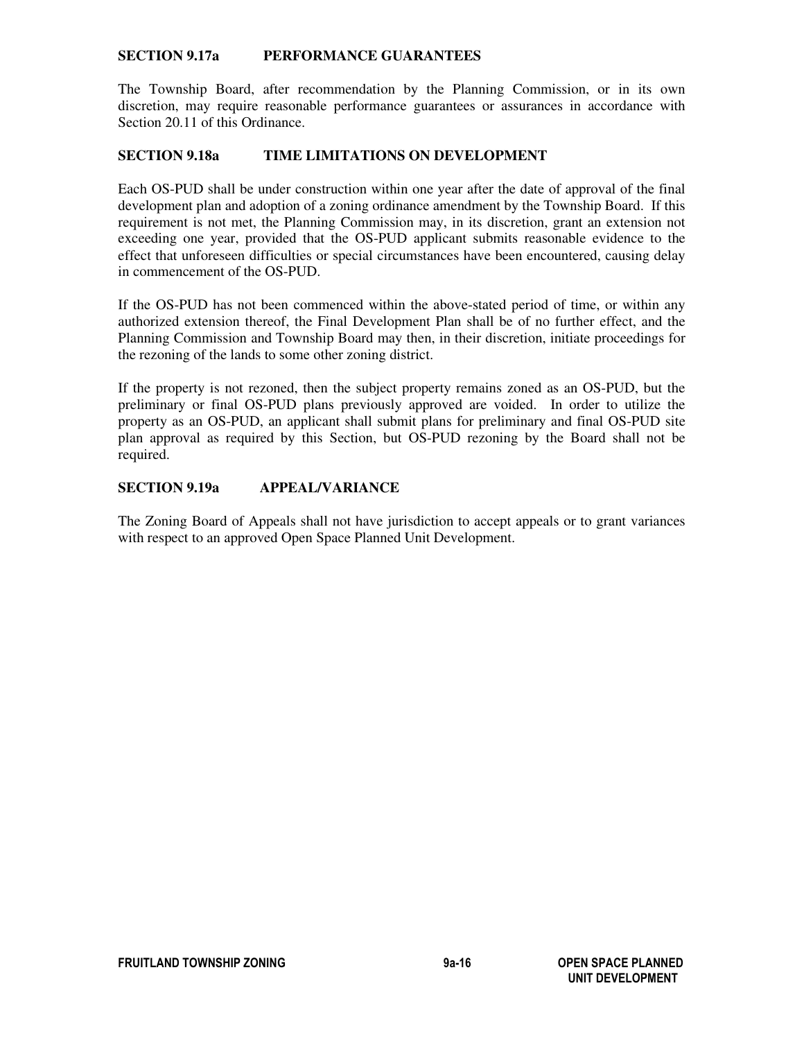## SECTION 9.17a PERFORMANCE GUARANTEES

The Township Board, after recommendation by the Planning Commission, or in its own discretion, may require reasonable performance guarantees or assurances in accordance with Section 20.11 of this Ordinance.

## SECTION 9.18a TIME LIMITATIONS ON DEVELOPMENT

Each OS-PUD shall be under construction within one year after the date of approval of the final development plan and adoption of a zoning ordinance amendment by the Township Board. If this requirement is not met, the Planning Commission may, in its discretion, grant an extension not exceeding one year, provided that the OS-PUD applicant submits reasonable evidence to the effect that unforeseen difficulties or special circumstances have been encountered, causing delay in commencement of the OS-PUD.

If the OS-PUD has not been commenced within the above-stated period of time, or within any authorized extension thereof, the Final Development Plan shall be of no further effect, and the Planning Commission and Township Board may then, in their discretion, initiate proceedings for the rezoning of the lands to some other zoning district.

If the property is not rezoned, then the subject property remains zoned as an OS-PUD, but the preliminary or final OS-PUD plans previously approved are voided. In order to utilize the property as an OS-PUD, an applicant shall submit plans for preliminary and final OS-PUD site plan approval as required by this Section, but OS-PUD rezoning by the Board shall not be required.

## SECTION 9.19a APPEAL/VARIANCE

The Zoning Board of Appeals shall not have jurisdiction to accept appeals or to grant variances with respect to an approved Open Space Planned Unit Development.